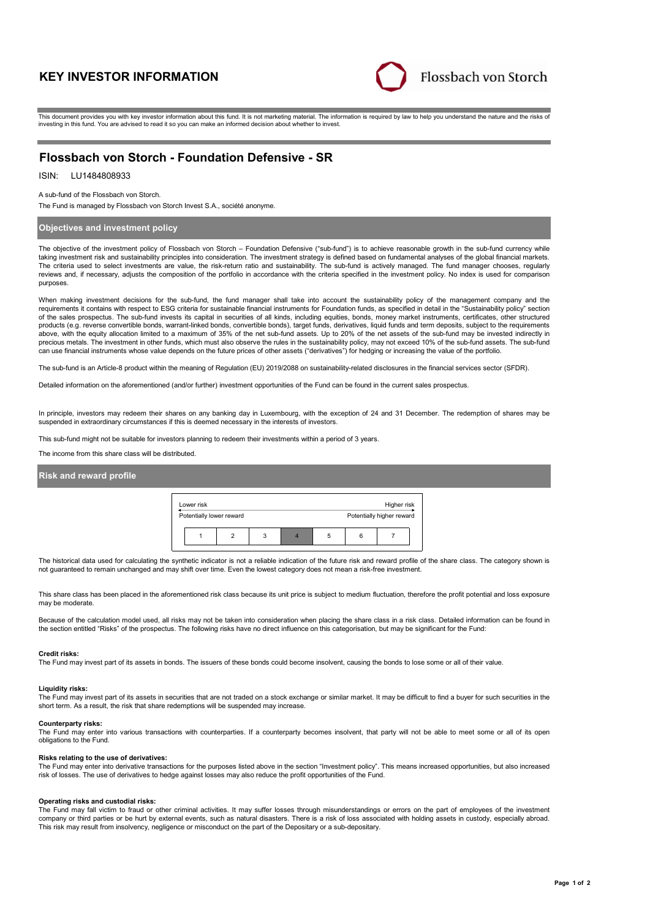# KEY INVESTOR INFORMATION

Flossbach von Storch

This document provides you with key investor information about this fund. It is not marketing material. The information is required by law to help you understand the nature and the risks of investing in this fund. You are advised to read it so you can make an informed decision about whether to invest.

## Flossbach von Storch - Foundation Defensive - SR

ISIN: LU1484808933

A sub-fund of the Flossbach von Storch.

The Fund is managed by Flossbach von Storch Invest S.A., société anonyme.

### Objectives and investment policy

The objective of the investment policy of Flossbach von Storch – Foundation Defensive ("sub-fund") is to achieve reasonable growth in the sub-fund currency while taking investment risk and sustainability principles into consideration. The investment strategy is defined based on fundamental analyses of the global financial markets. The criteria used to select investments are value, the risk-return ratio and sustainability. The sub-fund is actively managed. The fund manager chooses, regularly reviews and, if necessary, adjusts the composition of the portfolio in accordance with the criteria specified in the investment policy. No index is used for comparison purposes.

When making investment decisions for the sub-fund, the fund manager shall take into account the sustainability policy of the management company and the requirements it contains with respect to ESG criteria for sustainable financial instruments for Foundation funds, as specified in detail in the "Sustainability policy" section of the sales prospectus. The sub-fund invests its capital in securities of all kinds, including equities, bonds, money market instruments, certificates, other structured products (e.g. reverse convertible bonds, warrant-linked bonds, convertible bonds), target funds, derivatives, liquid funds and term deposits, subject to the requirements above, with the equity allocation limited to a maximum of 35% of the net sub-fund assets. Up to 20% of the net assets of the sub-fund may be invested indirectly in precious metals. The investment in other funds, which must also observe the rules in the sustainability policy, may not exceed 10% of the sub-fund assets. The sub-fund can use financial instruments whose value depends on the future prices of other assets ("derivatives") for hedging or increasing the value of the portfolio.

The sub-fund is an Article-8 product within the meaning of Regulation (EU) 2019/2088 on sustainability-related disclosures in the financial services sector (SFDR).

Detailed information on the aforementioned (and/or further) investment opportunities of the Fund can be found in the current sales prospectus.

In principle, investors may redeem their shares on any banking day in Luxembourg, with the exception of 24 and 31 December. The redemption of shares may be suspended in extraordinary circumstances if this is deemed necessary in the interests of investors.

This sub-fund might not be suitable for investors planning to redeem their investments within a period of 3 years.

The income from this share class will be distributed.

### Risk and reward profile

| Lower risk | | | | | | Higher risk |
|---|---|---|---|---|---|---|
| Potentially lower reward | | | | | | Potentially higher reward |
| 1 | 2 | 3 | **4** | 5 | 6 | 7 |

The historical data used for calculating the synthetic indicator is not a reliable indication of the future risk and reward profile of the share class. The category shown is not guaranteed to remain unchanged and may shift over time. Even the lowest category does not mean a risk-free investment.

This share class has been placed in the aforementioned risk class because its unit price is subject to medium fluctuation, therefore the profit potential and loss exposure may be moderate.

Because of the calculation model used, all risks may not be taken into consideration when placing the share class in a risk class. Detailed information can be found in the section entitled "Risks" of the prospectus. The following risks have no direct influence on this categorisation, but may be significant for the Fund:

**Credit risks:**
The Fund may invest part of its assets in bonds. The issuers of these bonds could become insolvent, causing the bonds to lose some or all of their value.

**Liquidity risks:**
The Fund may invest part of its assets in securities that are not traded on a stock exchange or similar market. It may be difficult to find a buyer for such securities in the short term. As a result, the risk that share redemptions will be suspended may increase.

**Counterparty risks:**
The Fund may enter into various transactions with counterparties. If a counterparty becomes insolvent, that party will not be able to meet some or all of its open obligations to the Fund.

**Risks relating to the use of derivatives:**
The Fund may enter into derivative transactions for the purposes listed above in the section "Investment policy". This means increased opportunities, but also increased risk of losses. The use of derivatives to hedge against losses may also reduce the profit opportunities of the Fund.

**Operating risks and custodial risks:**
The Fund may fall victim to fraud or other criminal activities. It may suffer losses through misunderstandings or errors on the part of employees of the investment company or third parties or be hurt by external events, such as natural disasters. There is a risk of loss associated with holding assets in custody, especially abroad. This risk may result from insolvency, negligence or misconduct on the part of the Depositary or a sub-depositary.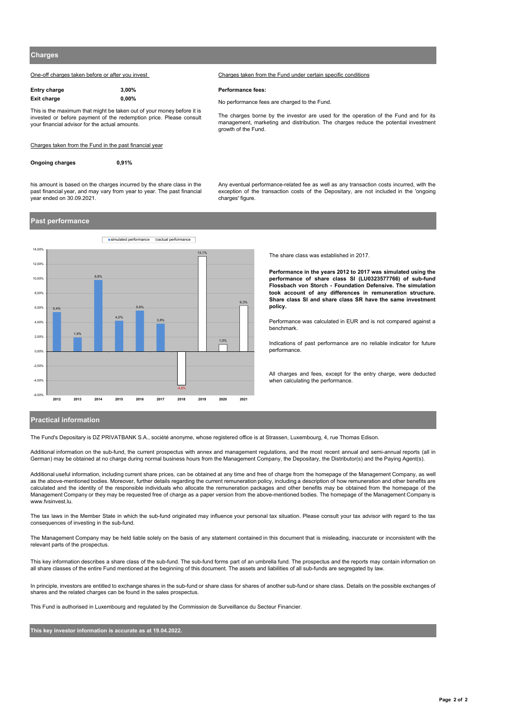## Charges

One-off charges taken before or after you invest

| | |
|---|---|
| **Entry charge** | **3,00%** |
| **Exit charge** | **0,00%** |

This is the maximum that might be taken out of your money before it is invested or before payment of the redemption price. Please consult your financial advisor for the actual amounts.

Charges taken from the Fund in the past financial year

| | |
|---|---|
| **Ongoing charges** | **0,91%** |

his amount is based on the charges incurred by the share class in the past financial year, and may vary from year to year. The past financial year ended on 30.09.2021.

Charges taken from the Fund under certain specific conditions

**Performance fees:**

No performance fees are charged to the Fund.

The charges borne by the investor are used for the operation of the Fund and for its management, marketing and distribution. The charges reduce the potential investment growth of the Fund.

Any eventual performance-related fee as well as any transaction costs incurred, with the exception of the transaction costs of the Depositary, are not included in the 'ongoing charges' figure.

## Past performance

simulated performance
actual performance

14,00%
12,00%
10,00%
8,00%
6,00%
4,00%
2,00%
0,00%
-2,00%
-4,00%
-6,00%

5,4%
1,9%
9,8%
4,2%
5,6%
3,8%
-4,6%
13,1%
1,0%
6,3%

2012 2013 2014 2015 2016 2017 2018 2019 2020 2021

The share class was established in 2017.

**Performance in the years 2012 to 2017 was simulated using the performance of share class SI (LU0323577766) of sub-fund Flossbach von Storch - Foundation Defensive. The simulation took account of any differences in remuneration structure. Share class SI and share class SR have the same investment policy.**

Performance was calculated in EUR and is not compared against a benchmark.

Indications of past performance are no reliable indicator for future performance.

All charges and fees, except for the entry charge, were deducted when calculating the performance.

## Practical information

The Fund's Depositary is DZ PRIVATBANK S.A., société anonyme, whose registered office is at Strassen, Luxembourg, 4, rue Thomas Edison.

Additional information on the sub-fund, the current prospectus with annex and management regulations, and the most recent annual and semi-annual reports (all in German) may be obtained at no charge during normal business hours from the Management Company, the Depositary, the Distributor(s) and the Paying Agent(s).

Additional useful information, including current share prices, can be obtained at any time and free of charge from the homepage of the Management Company, as well as the above-mentioned bodies. Moreover, further details regarding the current remuneration policy, including a description of how remuneration and other benefits are calculated and the identity of the responsible individuals who allocate the remuneration packages and other benefits may be obtained from the homepage of the Management Company or they may be requested free of charge as a paper version from the above-mentioned bodies. The homepage of the Management Company is www.fvsinvest.lu.

The tax laws in the Member State in which the sub-fund originated may influence your personal tax situation. Please consult your tax advisor with regard to the tax consequences of investing in the sub-fund.

The Management Company may be held liable solely on the basis of any statement contained in this document that is misleading, inaccurate or inconsistent with the relevant parts of the prospectus.

This key information describes a share class of the sub-fund. The sub-fund forms part of an umbrella fund. The prospectus and the reports may contain information on all share classes of the entire Fund mentioned at the beginning of this document. The assets and liabilities of all sub-funds are segregated by law.

In principle, investors are entitled to exchange shares in the sub-fund or share class for shares of another sub-fund or share class. Details on the possible exchanges of shares and the related charges can be found in the sales prospectus.

This Fund is authorised in Luxembourg and regulated by the Commission de Surveillance du Secteur Financier.

**This key investor information is accurate as at 19.04.2022.**